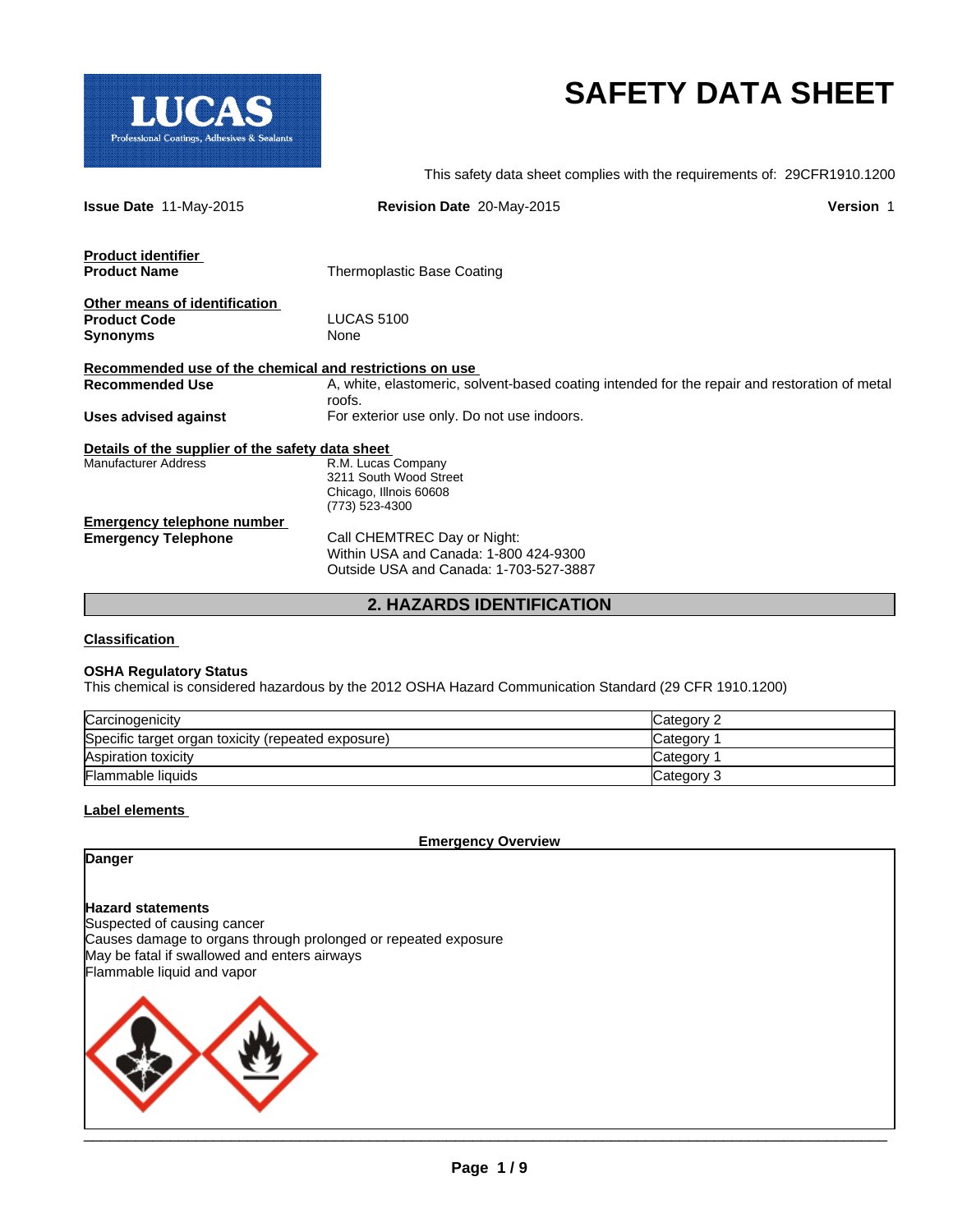LUCAS
Professional Coatings, Adhesives & Sealants

# SAFETY DATA SHEET

This safety data sheet complies with the requirements of: 29CFR1910.1200

**Issue Date** 11-May-2015 **Revision Date** 20-May-2015 **Version** 1

**Product identifier**

**Product Name** Thermoplastic Base Coating

**Other means of identification**

**Product Code** LUCAS 5100

**Synonyms** None

**Recommended use of the chemical and restrictions on use**

**Recommended Use** A, white, elastomeric, solvent-based coating intended for the repair and restoration of metal roofs.

**Uses advised against** For exterior use only. Do not use indoors.

**Details of the supplier of the safety data sheet**

Manufacturer Address
R.M. Lucas Company
3211 South Wood Street
Chicago, Illnois 60608
(773) 523-4300

**Emergency telephone number**

**Emergency Telephone**
Call CHEMTREC Day or Night:
Within USA and Canada: 1-800 424-9300
Outside USA and Canada: 1-703-527-3887

## 2. HAZARDS IDENTIFICATION

**Classification**

**OSHA Regulatory Status**

This chemical is considered hazardous by the 2012 OSHA Hazard Communication Standard (29 CFR 1910.1200)

| Hazard | Category |
|---|---|
| Carcinogenicity | Category 2 |
| Specific target organ toxicity (repeated exposure) | Category 1 |
| Aspiration toxicity | Category 1 |
| Flammable liquids | Category 3 |

**Label elements**

**Emergency Overview**

**Danger**

**Hazard statements**

Suspected of causing cancer
Causes damage to organs through prolonged or repeated exposure
May be fatal if swallowed and enters airways
Flammable liquid and vapor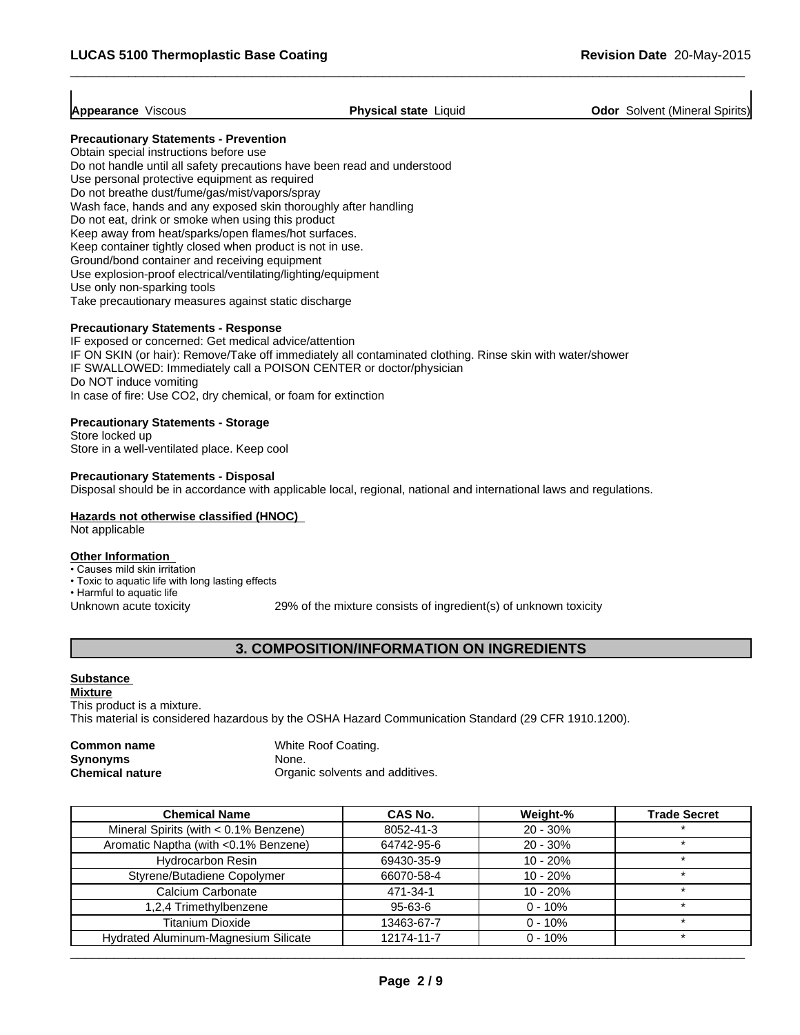**Appearance** Viscous | **Physical state** Liquid | **Odor** Solvent (Mineral Spirits)

**Precautionary Statements - Prevention**

Obtain special instructions before use
Do not handle until all safety precautions have been read and understood
Use personal protective equipment as required
Do not breathe dust/fume/gas/mist/vapors/spray
Wash face, hands and any exposed skin thoroughly after handling
Do not eat, drink or smoke when using this product
Keep away from heat/sparks/open flames/hot surfaces.
Keep container tightly closed when product is not in use.
Ground/bond container and receiving equipment
Use explosion-proof electrical/ventilating/lighting/equipment
Use only non-sparking tools
Take precautionary measures against static discharge

**Precautionary Statements - Response**

IF exposed or concerned: Get medical advice/attention
IF ON SKIN (or hair): Remove/Take off immediately all contaminated clothing. Rinse skin with water/shower
IF SWALLOWED: Immediately call a POISON CENTER or doctor/physician
Do NOT induce vomiting
In case of fire: Use CO2, dry chemical, or foam for extinction

**Precautionary Statements - Storage**

Store locked up
Store in a well-ventilated place. Keep cool

**Precautionary Statements - Disposal**

Disposal should be in accordance with applicable local, regional, national and international laws and regulations.

**Hazards not otherwise classified (HNOC)**

Not applicable

**Other Information**

- Causes mild skin irritation
- Toxic to aquatic life with long lasting effects
- Harmful to aquatic life

Unknown acute toxicity    29% of the mixture consists of ingredient(s) of unknown toxicity

## 3. COMPOSITION/INFORMATION ON INGREDIENTS

**Substance**

**Mixture**

This product is a mixture.
This material is considered hazardous by the OSHA Hazard Communication Standard (29 CFR 1910.1200).

**Common name** White Roof Coating.
**Synonyms** None.
**Chemical nature** Organic solvents and additives.

| Chemical Name | CAS No. | Weight-% | Trade Secret |
|---|---|---|---|
| Mineral Spirits (with < 0.1% Benzene) | 8052-41-3 | 20 - 30% | * |
| Aromatic Naptha (with <0.1% Benzene) | 64742-95-6 | 20 - 30% | * |
| Hydrocarbon Resin | 69430-35-9 | 10 - 20% | * |
| Styrene/Butadiene Copolymer | 66070-58-4 | 10 - 20% | * |
| Calcium Carbonate | 471-34-1 | 10 - 20% | * |
| 1,2,4 Trimethylbenzene | 95-63-6 | 0 - 10% | * |
| Titanium Dioxide | 13463-67-7 | 0 - 10% | * |
| Hydrated Aluminum-Magnesium Silicate | 12174-11-7 | 0 - 10% | * |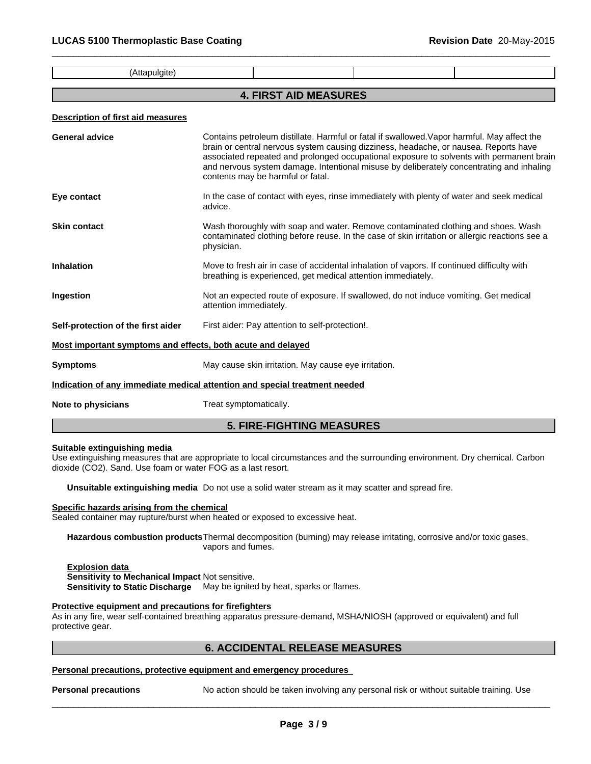| (Attapulgite) | | | |
|---|---|---|---|

## 4. FIRST AID MEASURES

**Description of first aid measures**

**General advice** Contains petroleum distillate. Harmful or fatal if swallowed.Vapor harmful. May affect the brain or central nervous system causing dizziness, headache, or nausea. Reports have associated repeated and prolonged occupational exposure to solvents with permanent brain and nervous system damage. Intentional misuse by deliberately concentrating and inhaling contents may be harmful or fatal.

**Eye contact** In the case of contact with eyes, rinse immediately with plenty of water and seek medical advice.

**Skin contact** Wash thoroughly with soap and water. Remove contaminated clothing and shoes. Wash contaminated clothing before reuse. In the case of skin irritation or allergic reactions see a physician.

**Inhalation** Move to fresh air in case of accidental inhalation of vapors. If continued difficulty with breathing is experienced, get medical attention immediately.

**Ingestion** Not an expected route of exposure. If swallowed, do not induce vomiting. Get medical attention immediately.

**Self-protection of the first aider** First aider: Pay attention to self-protection!.

**Most important symptoms and effects, both acute and delayed**

**Symptoms** May cause skin irritation. May cause eye irritation.

**Indication of any immediate medical attention and special treatment needed**

**Note to physicians** Treat symptomatically.

## 5. FIRE-FIGHTING MEASURES

**Suitable extinguishing media**

Use extinguishing measures that are appropriate to local circumstances and the surrounding environment. Dry chemical. Carbon dioxide ($CO_2$). Sand. Use foam or water FOG as a last resort.

**Unsuitable extinguishing media** Do not use a solid water stream as it may scatter and spread fire.

**Specific hazards arising from the chemical**

Sealed container may rupture/burst when heated or exposed to excessive heat.

**Hazardous combustion products** Thermal decomposition (burning) may release irritating, corrosive and/or toxic gases, vapors and fumes.

**Explosion data**
**Sensitivity to Mechanical Impact** Not sensitive.
**Sensitivity to Static Discharge** May be ignited by heat, sparks or flames.

**Protective equipment and precautions for firefighters**

As in any fire, wear self-contained breathing apparatus pressure-demand, MSHA/NIOSH (approved or equivalent) and full protective gear.

## 6. ACCIDENTAL RELEASE MEASURES

**Personal precautions, protective equipment and emergency procedures**

**Personal precautions** No action should be taken involving any personal risk or without suitable training. Use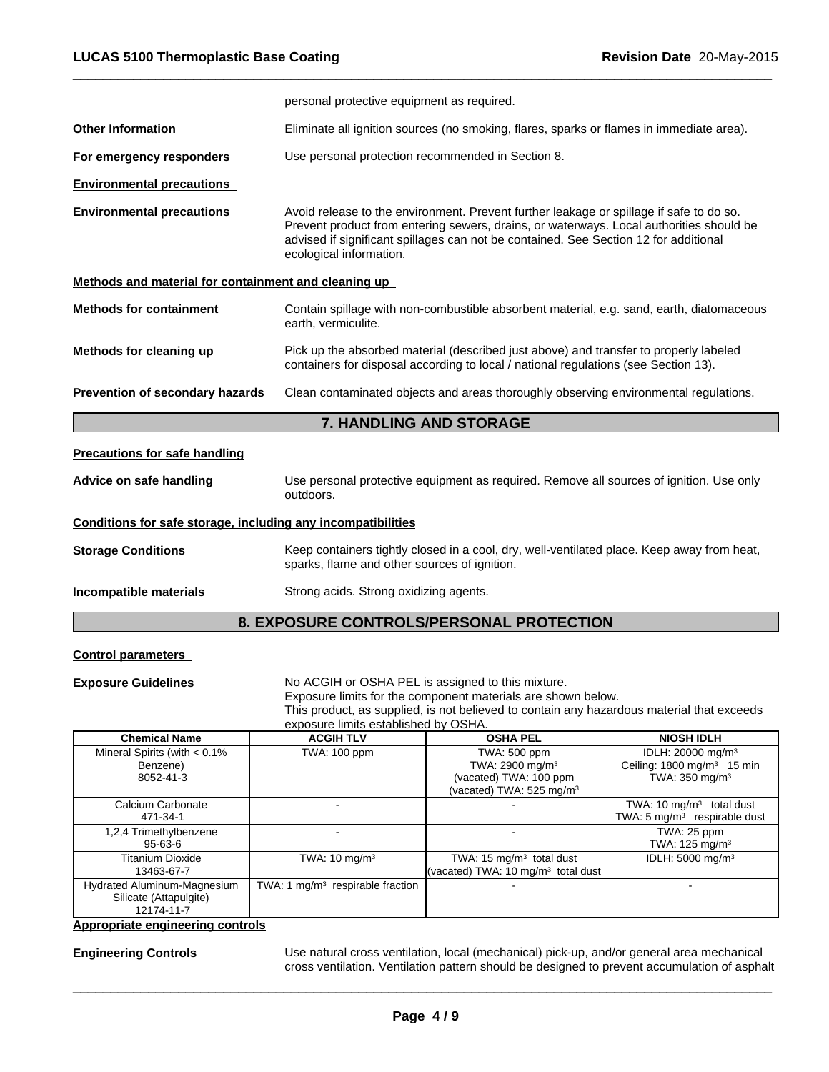| | |
|---|---|
| | personal protective equipment as required. |
| **Other Information** | Eliminate all ignition sources (no smoking, flares, sparks or flames in immediate area). |
| **For emergency responders** | Use personal protection recommended in Section 8. |

**Environmental precautions**

| | |
|---|---|
| **Environmental precautions** | Avoid release to the environment. Prevent further leakage or spillage if safe to do so. Prevent product from entering sewers, drains, or waterways. Local authorities should be advised if significant spillages can not be contained. See Section 12 for additional ecological information. |

**Methods and material for containment and cleaning up**

| | |
|---|---|
| **Methods for containment** | Contain spillage with non-combustible absorbent material, e.g. sand, earth, diatomaceous earth, vermiculite. |
| **Methods for cleaning up** | Pick up the absorbed material (described just above) and transfer to properly labeled containers for disposal according to local / national regulations (see Section 13). |
| **Prevention of secondary hazards** | Clean contaminated objects and areas thoroughly observing environmental regulations. |

## 7. HANDLING AND STORAGE

**Precautions for safe handling**

| | |
|---|---|
| **Advice on safe handling** | Use personal protective equipment as required. Remove all sources of ignition. Use only outdoors. |

**Conditions for safe storage, including any incompatibilities**

| | |
|---|---|
| **Storage Conditions** | Keep containers tightly closed in a cool, dry, well-ventilated place. Keep away from heat, sparks, flame and other sources of ignition. |
| **Incompatible materials** | Strong acids. Strong oxidizing agents. |

## 8. EXPOSURE CONTROLS/PERSONAL PROTECTION

**Control parameters**

**Exposure Guidelines** No ACGIH or OSHA PEL is assigned to this mixture. Exposure limits for the component materials are shown below. This product, as supplied, is not believed to contain any hazardous material that exceeds exposure limits established by OSHA.

| Chemical Name | ACGIH TLV | OSHA PEL | NIOSH IDLH |
|---|---|---|---|
| Mineral Spirits (with < 0.1% Benzene) 8052-41-3 | TWA: 100 ppm | TWA: 500 ppm<br>TWA: 2900 mg/m³<br>(vacated) TWA: 100 ppm<br>(vacated) TWA: 525 mg/m³ | IDLH: 20000 mg/m³<br>Ceiling: 1800 mg/m³ 15 min<br>TWA: 350 mg/m³ |
| Calcium Carbonate 471-34-1 | - | - | TWA: 10 mg/m³ total dust<br>TWA: 5 mg/m³ respirable dust |
| 1,2,4 Trimethylbenzene 95-63-6 | - | - | TWA: 25 ppm<br>TWA: 125 mg/m³ |
| Titanium Dioxide 13463-67-7 | TWA: 10 mg/m³ | TWA: 15 mg/m³ total dust<br>(vacated) TWA: 10 mg/m³ total dust | IDLH: 5000 mg/m³ |
| Hydrated Aluminum-Magnesium Silicate (Attapulgite) 12174-11-7 | TWA: 1 mg/m³ respirable fraction | - | - |

**Appropriate engineering controls**

| | |
|---|---|
| **Engineering Controls** | Use natural cross ventilation, local (mechanical) pick-up, and/or general area mechanical cross ventilation. Ventilation pattern should be designed to prevent accumulation of asphalt |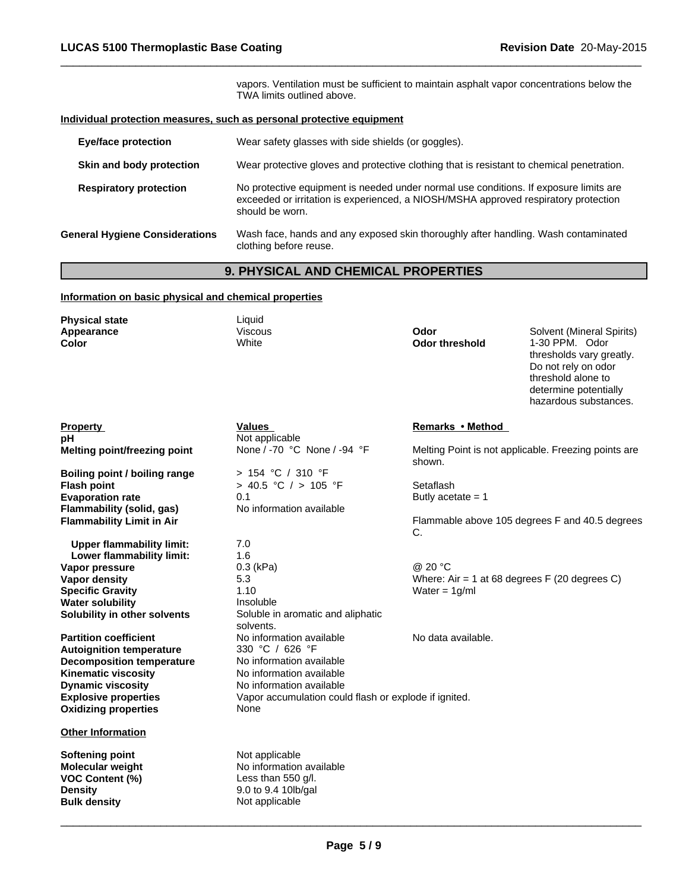vapors. Ventilation must be sufficient to maintain asphalt vapor concentrations below the TWA limits outlined above.

**Individual protection measures, such as personal protective equipment**

| | |
|---|---|
| **Eye/face protection** | Wear safety glasses with side shields (or goggles). |
| **Skin and body protection** | Wear protective gloves and protective clothing that is resistant to chemical penetration. |
| **Respiratory protection** | No protective equipment is needed under normal use conditions. If exposure limits are exceeded or irritation is experienced, a NIOSH/MSHA approved respiratory protection should be worn. |
| **General Hygiene Considerations** | Wash face, hands and any exposed skin thoroughly after handling. Wash contaminated clothing before reuse. |

## 9. PHYSICAL AND CHEMICAL PROPERTIES

**Information on basic physical and chemical properties**

| | | | |
|---|---|---|---|
| **Physical state** | Liquid | | |
| **Appearance** | Viscous | **Odor** | Solvent (Mineral Spirits) |
| **Color** | White | **Odor threshold** | 1-30 PPM. Odor thresholds vary greatly. Do not rely on odor threshold alone to determine potentially hazardous substances. |

| **Property** | **Values** | **Remarks • Method** |
|---|---|---|
| **pH** | Not applicable | |
| **Melting point/freezing point** | None / -70 °C None / -94 °F | Melting Point is not applicable. Freezing points are shown. |
| **Boiling point / boiling range** | > 154 °C / 310 °F | |
| **Flash point** | > 40.5 °C / > 105 °F | Setaflash |
| **Evaporation rate** | 0.1 | Butly acetate = 1 |
| **Flammability (solid, gas)** | No information available | |
| **Flammability Limit in Air** | | Flammable above 105 degrees F and 40.5 degrees C. |
| **Upper flammability limit:** | 7.0 | |
| **Lower flammability limit:** | 1.6 | |
| **Vapor pressure** | 0.3 (kPa) | @ 20 °C |
| **Vapor density** | 5.3 | Where: Air = 1 at 68 degrees F (20 degrees C) |
| **Specific Gravity** | 1.10 | Water = 1g/ml |
| **Water solubility** | Insoluble | |
| **Solubility in other solvents** | Soluble in aromatic and aliphatic solvents. | |
| **Partition coefficient** | No information available | No data available. |
| **Autoignition temperature** | 330 °C / 626 °F | |
| **Decomposition temperature** | No information available | |
| **Kinematic viscosity** | No information available | |
| **Dynamic viscosity** | No information available | |
| **Explosive properties** | Vapor accumulation could flash or explode if ignited. | |
| **Oxidizing properties** | None | |

**Other Information**

| | |
|---|---|
| **Softening point** | Not applicable |
| **Molecular weight** | No information available |
| **VOC Content (%)** | Less than 550 g/l. |
| **Density** | 9.0 to 9.4 10lb/gal |
| **Bulk density** | Not applicable |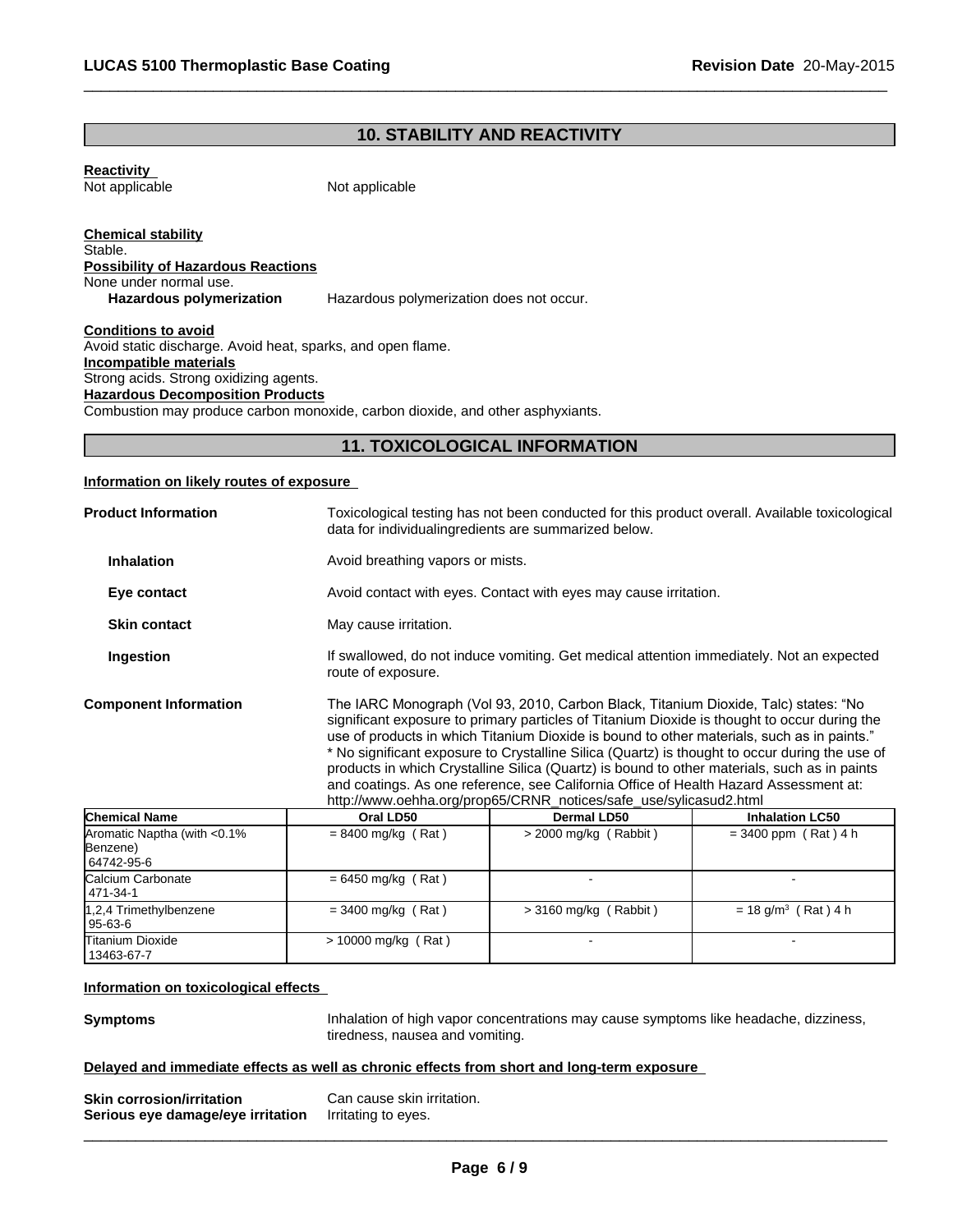## 10. STABILITY AND REACTIVITY

**Reactivity**

Not applicable    Not applicable

**Chemical stability**

Stable.

**Possibility of Hazardous Reactions**

None under normal use.

**Hazardous polymerization**    Hazardous polymerization does not occur.

**Conditions to avoid**

Avoid static discharge. Avoid heat, sparks, and open flame.

**Incompatible materials**

Strong acids. Strong oxidizing agents.

**Hazardous Decomposition Products**

Combustion may produce carbon monoxide, carbon dioxide, and other asphyxiants.

## 11. TOXICOLOGICAL INFORMATION

**Information on likely routes of exposure**

**Product Information**    Toxicological testing has not been conducted for this product overall. Available toxicological data for individualingredients are summarized below.

**Inhalation**    Avoid breathing vapors or mists.

**Eye contact**    Avoid contact with eyes. Contact with eyes may cause irritation.

**Skin contact**    May cause irritation.

**Ingestion**    If swallowed, do not induce vomiting. Get medical attention immediately. Not an expected route of exposure.

**Component Information**    The IARC Monograph (Vol 93, 2010, Carbon Black, Titanium Dioxide, Talc) states: "No significant exposure to primary particles of Titanium Dioxide is thought to occur during the use of products in which Titanium Dioxide is bound to other materials, such as in paints." * No significant exposure to Crystalline Silica (Quartz) is thought to occur during the use of products in which Crystalline Silica (Quartz) is bound to other materials, such as in paints and coatings. As one reference, see California Office of Health Hazard Assessment at: http://www.oehha.org/prop65/CRNR_notices/safe_use/sylicasud2.html

| Chemical Name | Oral LD50 | Dermal LD50 | Inhalation LC50 |
|---|---|---|---|
| Aromatic Naptha (with <0.1% Benzene) 64742-95-6 | = 8400 mg/kg ( Rat ) | > 2000 mg/kg ( Rabbit ) | = 3400 ppm ( Rat ) 4 h |
| Calcium Carbonate 471-34-1 | = 6450 mg/kg ( Rat ) | - | - |
| 1,2,4 Trimethylbenzene 95-63-6 | = 3400 mg/kg ( Rat ) | > 3160 mg/kg ( Rabbit ) | = 18 g/m$^3$ ( Rat ) 4 h |
| Titanium Dioxide 13463-67-7 | > 10000 mg/kg ( Rat ) | - | - |

**Information on toxicological effects**

**Symptoms**    Inhalation of high vapor concentrations may cause symptoms like headache, dizziness, tiredness, nausea and vomiting.

**Delayed and immediate effects as well as chronic effects from short and long-term exposure**

**Skin corrosion/irritation**    Can cause skin irritation.

**Serious eye damage/eye irritation**    Irritating to eyes.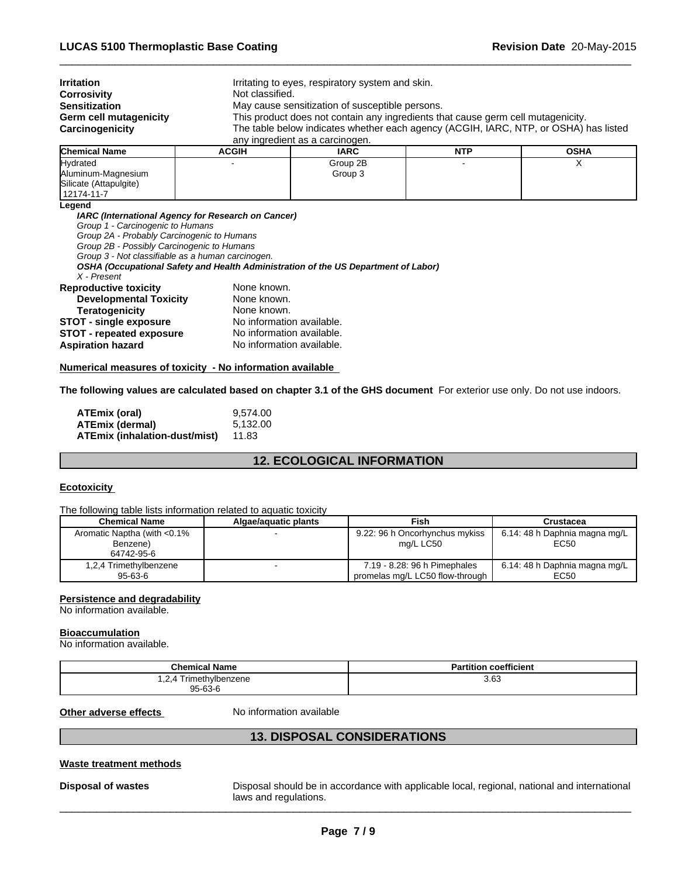**Irritation** Irritating to eyes, respiratory system and skin.
**Corrosivity** Not classified.
**Sensitization** May cause sensitization of susceptible persons.
**Germ cell mutagenicity** This product does not contain any ingredients that cause germ cell mutagenicity.
**Carcinogenicity** The table below indicates whether each agency (ACGIH, IARC, NTP, or OSHA) has listed any ingredient as a carcinogen.

| Chemical Name | ACGIH | IARC | NTP | OSHA |
|---|---|---|---|---|
| Hydrated Aluminum-Magnesium Silicate (Attapulgite) 12174-11-7 | - | Group 2B Group 3 | - | X |

**Legend**

***IARC (International Agency for Research on Cancer)***
*Group 1 - Carcinogenic to Humans*
*Group 2A - Probably Carcinogenic to Humans*
*Group 2B - Possibly Carcinogenic to Humans*
*Group 3 - Not classifiable as a human carcinogen.*
***OSHA (Occupational Safety and Health Administration of the US Department of Labor)***
*X - Present*

**Reproductive toxicity** None known.
**Developmental Toxicity** None known.
**Teratogenicity** None known.
**STOT - single exposure** No information available.
**STOT - repeated exposure** No information available.
**Aspiration hazard** No information available.

**Numerical measures of toxicity - No information available**

**The following values are calculated based on chapter 3.1 of the GHS document** For exterior use only. Do not use indoors.

**ATEmix (oral)** 9,574.00
**ATEmix (dermal)** 5,132.00
**ATEmix (inhalation-dust/mist)** 11.83

## 12. ECOLOGICAL INFORMATION

**Ecotoxicity**

The following table lists information related to aquatic toxicity

| Chemical Name | Algae/aquatic plants | Fish | Crustacea |
|---|---|---|---|
| Aromatic Naptha (with <0.1% Benzene) 64742-95-6 | - | 9.22: 96 h Oncorhynchus mykiss mg/L LC50 | 6.14: 48 h Daphnia magna mg/L EC50 |
| 1,2,4 Trimethylbenzene 95-63-6 | - | 7.19 - 8.28: 96 h Pimephales promelas mg/L LC50 flow-through | 6.14: 48 h Daphnia magna mg/L EC50 |

**Persistence and degradability**
No information available.

**Bioaccumulation**
No information available.

| Chemical Name | Partition coefficient |
|---|---|
| 1,2,4 Trimethylbenzene 95-63-6 | 3.63 |

**Other adverse effects** No information available

## 13. DISPOSAL CONSIDERATIONS

**Waste treatment methods**

**Disposal of wastes** Disposal should be in accordance with applicable local, regional, national and international laws and regulations.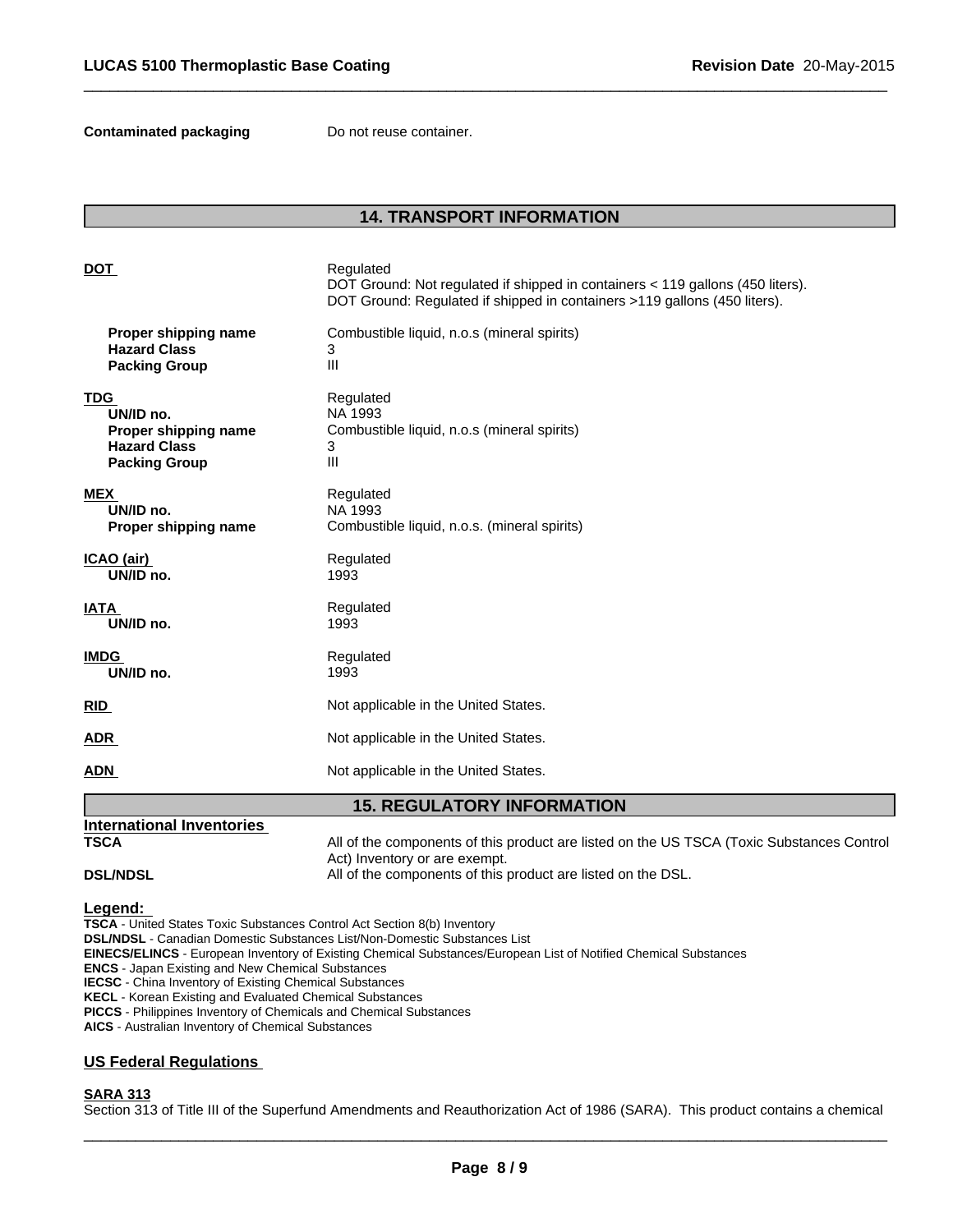**Contaminated packaging** Do not reuse container.

## 14. TRANSPORT INFORMATION

**DOT** Regulated
DOT Ground: Not regulated if shipped in containers < 119 gallons (450 liters).
DOT Ground: Regulated if shipped in containers >119 gallons (450 liters).

| | |
|---|---|
| **Proper shipping name** | Combustible liquid, n.o.s (mineral spirits) |
| **Hazard Class** | 3 |
| **Packing Group** | III |

| | |
|---|---|
| **TDG** | Regulated |
| **UN/ID no.** | NA 1993 |
| **Proper shipping name** | Combustible liquid, n.o.s (mineral spirits) |
| **Hazard Class** | 3 |
| **Packing Group** | III |
| **MEX** | Regulated |
| **UN/ID no.** | NA 1993 |
| **Proper shipping name** | Combustible liquid, n.o.s. (mineral spirits) |
| **ICAO (air)** | Regulated |
| **UN/ID no.** | 1993 |
| **IATA** | Regulated |
| **UN/ID no.** | 1993 |
| **IMDG** | Regulated |
| **UN/ID no.** | 1993 |
| **RID** | Not applicable in the United States. |
| **ADR** | Not applicable in the United States. |
| **ADN** | Not applicable in the United States. |

## 15. REGULATORY INFORMATION

**International Inventories**

| | |
|---|---|
| **TSCA** | All of the components of this product are listed on the US TSCA (Toxic Substances Control Act) Inventory or are exempt. |
| **DSL/NDSL** | All of the components of this product are listed on the DSL. |

**Legend:**
**TSCA** - United States Toxic Substances Control Act Section 8(b) Inventory
**DSL/NDSL** - Canadian Domestic Substances List/Non-Domestic Substances List
**EINECS/ELINCS** - European Inventory of Existing Chemical Substances/European List of Notified Chemical Substances
**ENCS** - Japan Existing and New Chemical Substances
**IECSC** - China Inventory of Existing Chemical Substances
**KECL** - Korean Existing and Evaluated Chemical Substances
**PICCS** - Philippines Inventory of Chemicals and Chemical Substances
**AICS** - Australian Inventory of Chemical Substances

### US Federal Regulations

**SARA 313**
Section 313 of Title III of the Superfund Amendments and Reauthorization Act of 1986 (SARA). This product contains a chemical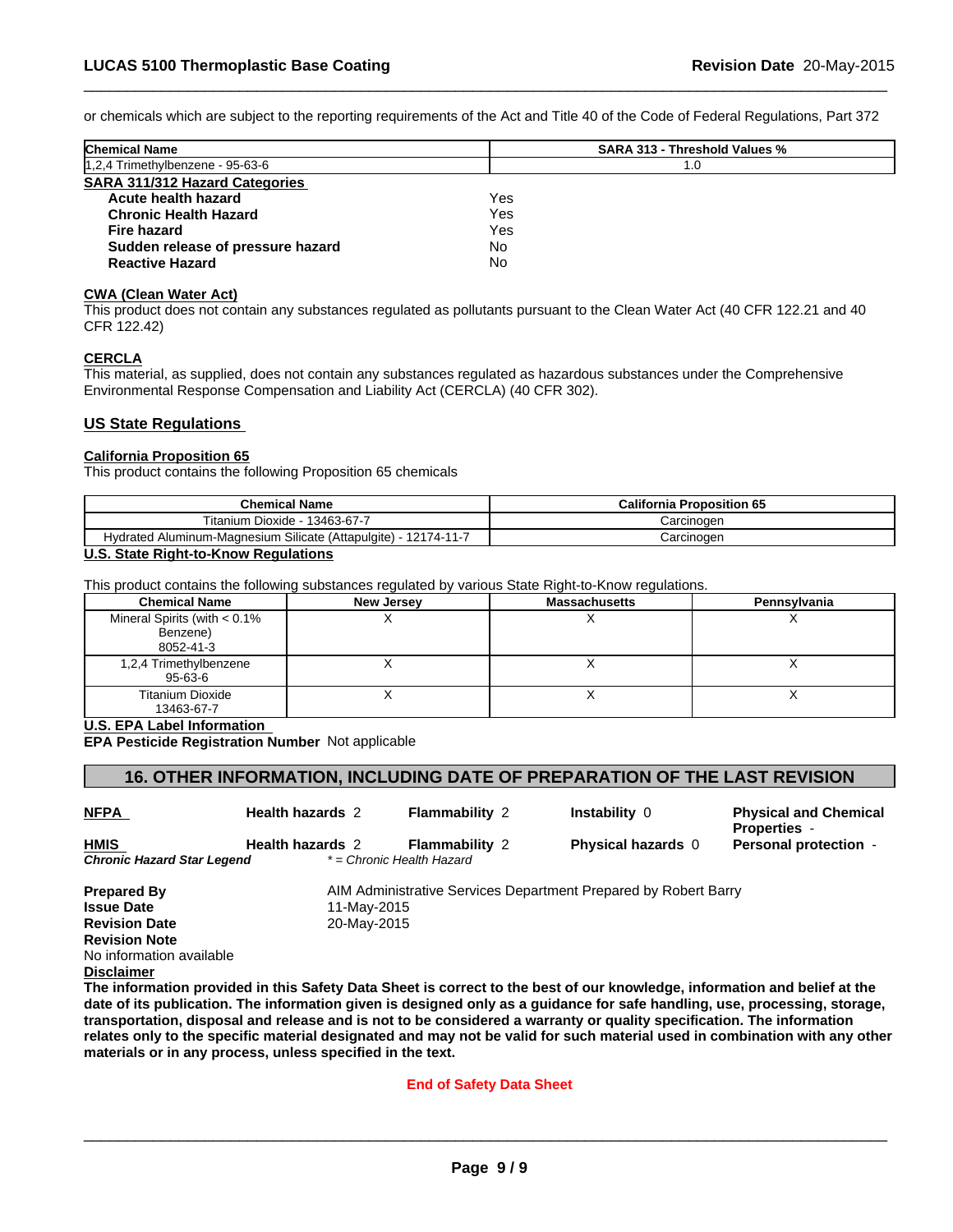or chemicals which are subject to the reporting requirements of the Act and Title 40 of the Code of Federal Regulations, Part 372

| Chemical Name | SARA 313 - Threshold Values % |
|---|---|
| 1,2,4 Trimethylbenzene - 95-63-6 | 1.0 |

**SARA 311/312 Hazard Categories**

| | |
|---|---|
| **Acute health hazard** | Yes |
| **Chronic Health Hazard** | Yes |
| **Fire hazard** | Yes |
| **Sudden release of pressure hazard** | No |
| **Reactive Hazard** | No |

**CWA (Clean Water Act)**

This product does not contain any substances regulated as pollutants pursuant to the Clean Water Act (40 CFR 122.21 and 40 CFR 122.42)

**CERCLA**

This material, as supplied, does not contain any substances regulated as hazardous substances under the Comprehensive Environmental Response Compensation and Liability Act (CERCLA) (40 CFR 302).

## US State Regulations

**California Proposition 65**

This product contains the following Proposition 65 chemicals

| Chemical Name | California Proposition 65 |
|---|---|
| Titanium Dioxide - 13463-67-7 | Carcinogen |
| Hydrated Aluminum-Magnesium Silicate (Attapulgite) - 12174-11-7 | Carcinogen |

**U.S. State Right-to-Know Regulations**

This product contains the following substances regulated by various State Right-to-Know regulations.

| Chemical Name | New Jersey | Massachusetts | Pennsylvania |
|---|---|---|---|
| Mineral Spirits (with < 0.1% Benzene) 8052-41-3 | X | X | X |
| 1,2,4 Trimethylbenzene 95-63-6 | X | X | X |
| Titanium Dioxide 13463-67-7 | X | X | X |

**U.S. EPA Label Information**

**EPA Pesticide Registration Number** Not applicable

## 16. OTHER INFORMATION, INCLUDING DATE OF PREPARATION OF THE LAST REVISION

| | | | | |
|---|---|---|---|---|
| **NFPA** | **Health hazards** 2 | **Flammability** 2 | **Instability** 0 | **Physical and Chemical Properties** - |
| **HMIS** | **Health hazards** 2 | **Flammability** 2 | **Physical hazards** 0 | **Personal protection** - |

***Chronic Hazard Star Legend*** *\* = Chronic Health Hazard*

**Prepared By** AIM Administrative Services Department Prepared by Robert Barry
**Issue Date** 11-May-2015
**Revision Date** 20-May-2015
**Revision Note**
No information available

**Disclaimer**

**The information provided in this Safety Data Sheet is correct to the best of our knowledge, information and belief at the date of its publication. The information given is designed only as a guidance for safe handling, use, processing, storage, transportation, disposal and release and is not to be considered a warranty or quality specification. The information relates only to the specific material designated and may not be valid for such material used in combination with any other materials or in any process, unless specified in the text.**

**End of Safety Data Sheet**